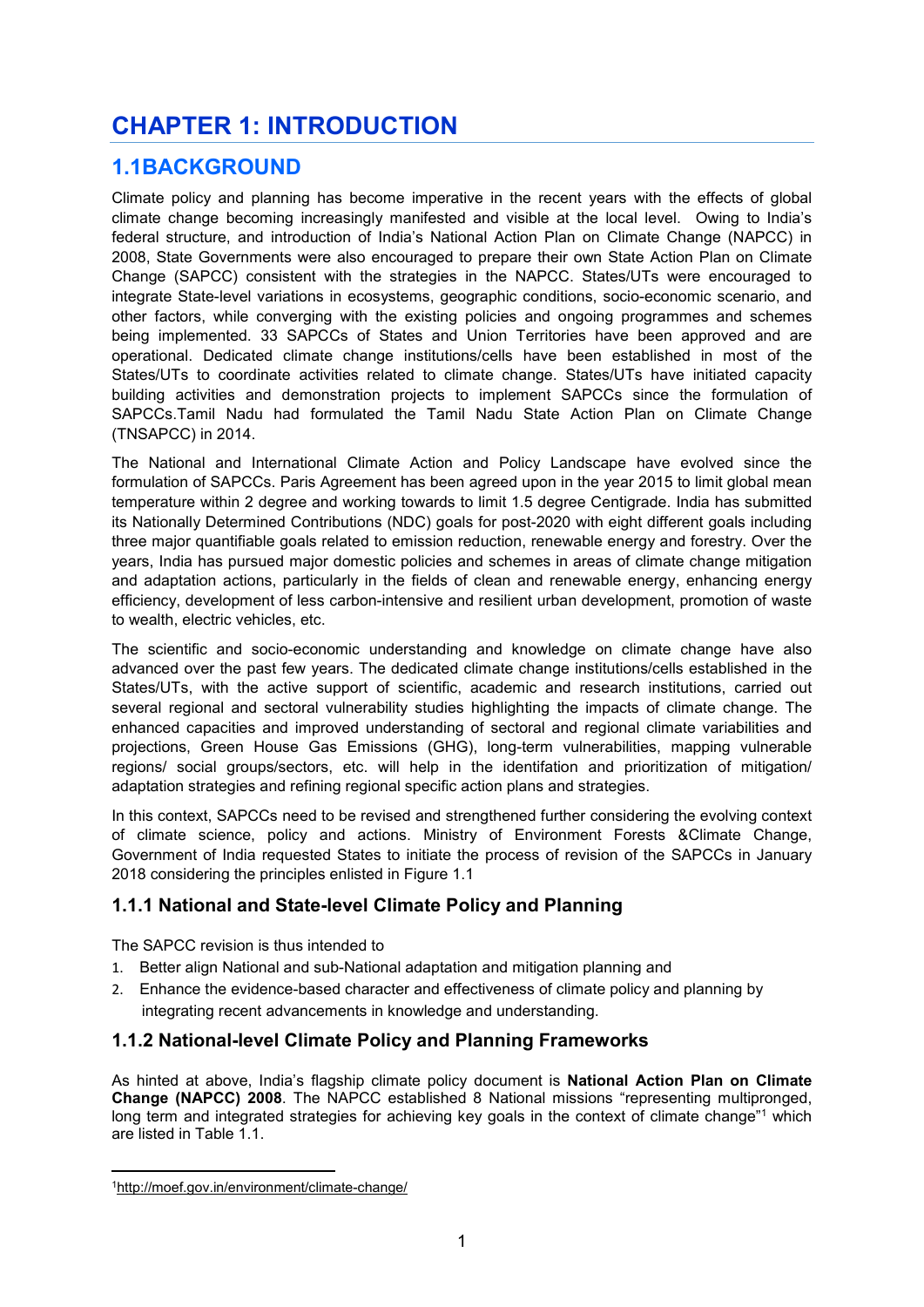# CHAPTER 1: INTRODUCTION

## 1.1BACKGROUND

Climate policy and planning has become imperative in the recent years with the effects of global climate change becoming increasingly manifested and visible at the local level. Owing to India's federal structure, and introduction of India's National Action Plan on Climate Change (NAPCC) in 2008, State Governments were also encouraged to prepare their own State Action Plan on Climate Change (SAPCC) consistent with the strategies in the NAPCC. States/UTs were encouraged to integrate State-level variations in ecosystems, geographic conditions, socio-economic scenario, and other factors, while converging with the existing policies and ongoing programmes and schemes being implemented. 33 SAPCCs of States and Union Territories have been approved and are operational. Dedicated climate change institutions/cells have been established in most of the States/UTs to coordinate activities related to climate change. States/UTs have initiated capacity building activities and demonstration projects to implement SAPCCs since the formulation of SAPCCs.Tamil Nadu had formulated the Tamil Nadu State Action Plan on Climate Change (TNSAPCC) in 2014.

The National and International Climate Action and Policy Landscape have evolved since the formulation of SAPCCs. Paris Agreement has been agreed upon in the year 2015 to limit global mean temperature within 2 degree and working towards to limit 1.5 degree Centigrade. India has submitted its Nationally Determined Contributions (NDC) goals for post-2020 with eight different goals including three major quantifiable goals related to emission reduction, renewable energy and forestry. Over the years, India has pursued major domestic policies and schemes in areas of climate change mitigation and adaptation actions, particularly in the fields of clean and renewable energy, enhancing energy efficiency, development of less carbon-intensive and resilient urban development, promotion of waste to wealth, electric vehicles, etc.

The scientific and socio-economic understanding and knowledge on climate change have also advanced over the past few years. The dedicated climate change institutions/cells established in the States/UTs, with the active support of scientific, academic and research institutions, carried out several regional and sectoral vulnerability studies highlighting the impacts of climate change. The enhanced capacities and improved understanding of sectoral and regional climate variabilities and projections, Green House Gas Emissions (GHG), long-term vulnerabilities, mapping vulnerable regions/ social groups/sectors, etc. will help in the identifation and prioritization of mitigation/ adaptation strategies and refining regional specific action plans and strategies.

In this context, SAPCCs need to be revised and strengthened further considering the evolving context of climate science, policy and actions. Ministry of Environment Forests &Climate Change, Government of India requested States to initiate the process of revision of the SAPCCs in January 2018 considering the principles enlisted in Figure 1.1

### 1.1.1 National and State-level Climate Policy and Planning

The SAPCC revision is thus intended to

1. Better align National and sub-National adaptation and mitigation planning and
2. Enhance the evidence-based character and effectiveness of climate policy and planning by integrating recent advancements in knowledge and understanding.

### 1.1.2 National-level Climate Policy and Planning Frameworks

As hinted at above, India's flagship climate policy document is **National Action Plan on Climate Change (NAPCC) 2008**. The NAPCC established 8 National missions "representing multipronged, long term and integrated strategies for achieving key goals in the context of climate change"[1] which are listed in Table 1.1.

[1] http://moef.gov.in/environment/climate-change/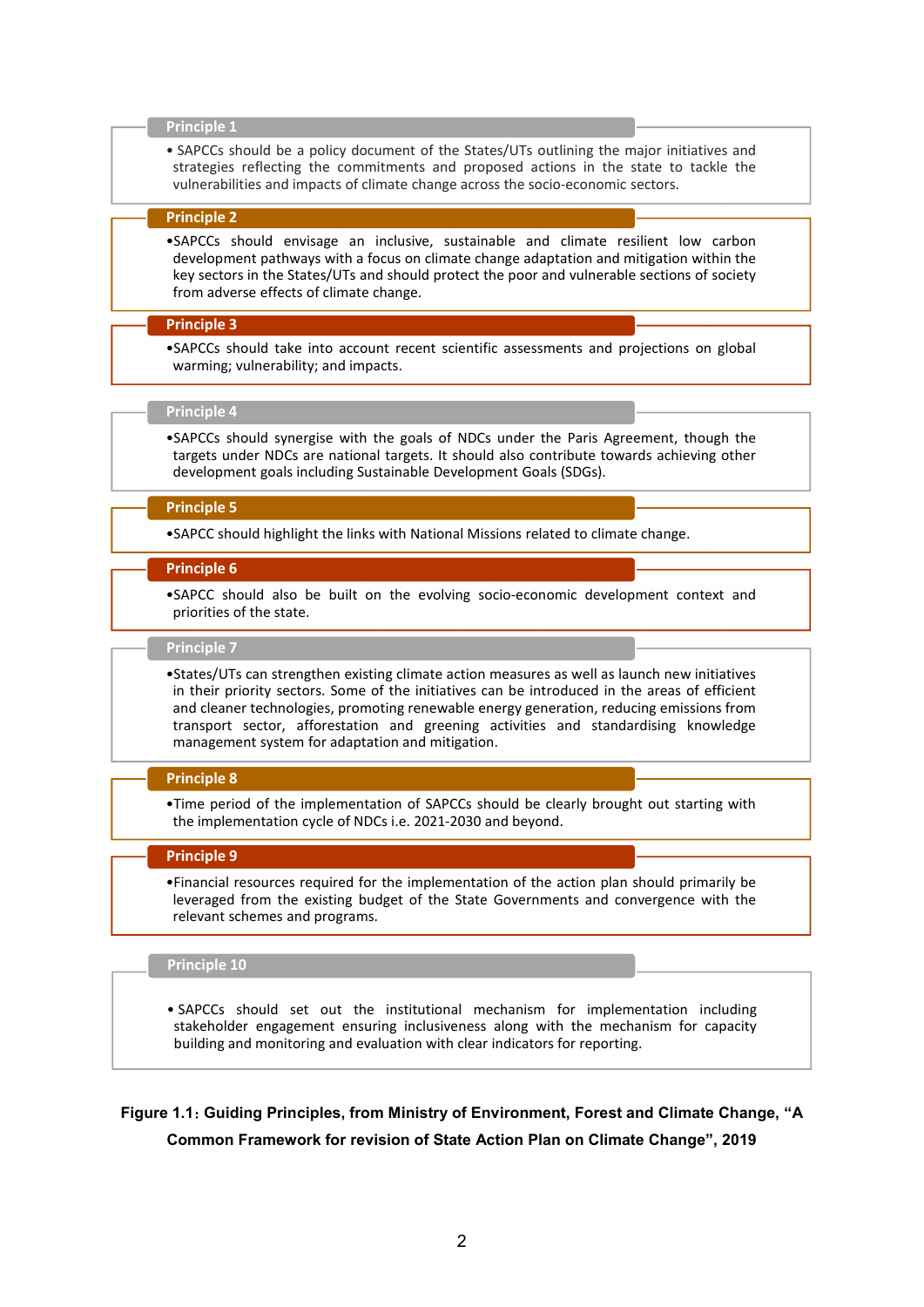**Principle 1**

- SAPCCs should be a policy document of the States/UTs outlining the major initiatives and strategies reflecting the commitments and proposed actions in the state to tackle the vulnerabilities and impacts of climate change across the socio-economic sectors.

**Principle 2**

- SAPCCs should envisage an inclusive, sustainable and climate resilient low carbon development pathways with a focus on climate change adaptation and mitigation within the key sectors in the States/UTs and should protect the poor and vulnerable sections of society from adverse effects of climate change.

**Principle 3**

- SAPCCs should take into account recent scientific assessments and projections on global warming; vulnerability; and impacts.

**Principle 4**

- SAPCCs should synergise with the goals of NDCs under the Paris Agreement, though the targets under NDCs are national targets. It should also contribute towards achieving other development goals including Sustainable Development Goals (SDGs).

**Principle 5**

- SAPCC should highlight the links with National Missions related to climate change.

**Principle 6**

- SAPCC should also be built on the evolving socio-economic development context and priorities of the state.

**Principle 7**

- States/UTs can strengthen existing climate action measures as well as launch new initiatives in their priority sectors. Some of the initiatives can be introduced in the areas of efficient and cleaner technologies, promoting renewable energy generation, reducing emissions from transport sector, afforestation and greening activities and standardising knowledge management system for adaptation and mitigation.

**Principle 8**

- Time period of the implementation of SAPCCs should be clearly brought out starting with the implementation cycle of NDCs i.e. 2021-2030 and beyond.

**Principle 9**

- Financial resources required for the implementation of the action plan should primarily be leveraged from the existing budget of the State Governments and convergence with the relevant schemes and programs.

**Principle 10**

- SAPCCs should set out the institutional mechanism for implementation including stakeholder engagement ensuring inclusiveness along with the mechanism for capacity building and monitoring and evaluation with clear indicators for reporting.

**Figure 1.1: Guiding Principles, from Ministry of Environment, Forest and Climate Change, "A Common Framework for revision of State Action Plan on Climate Change", 2019**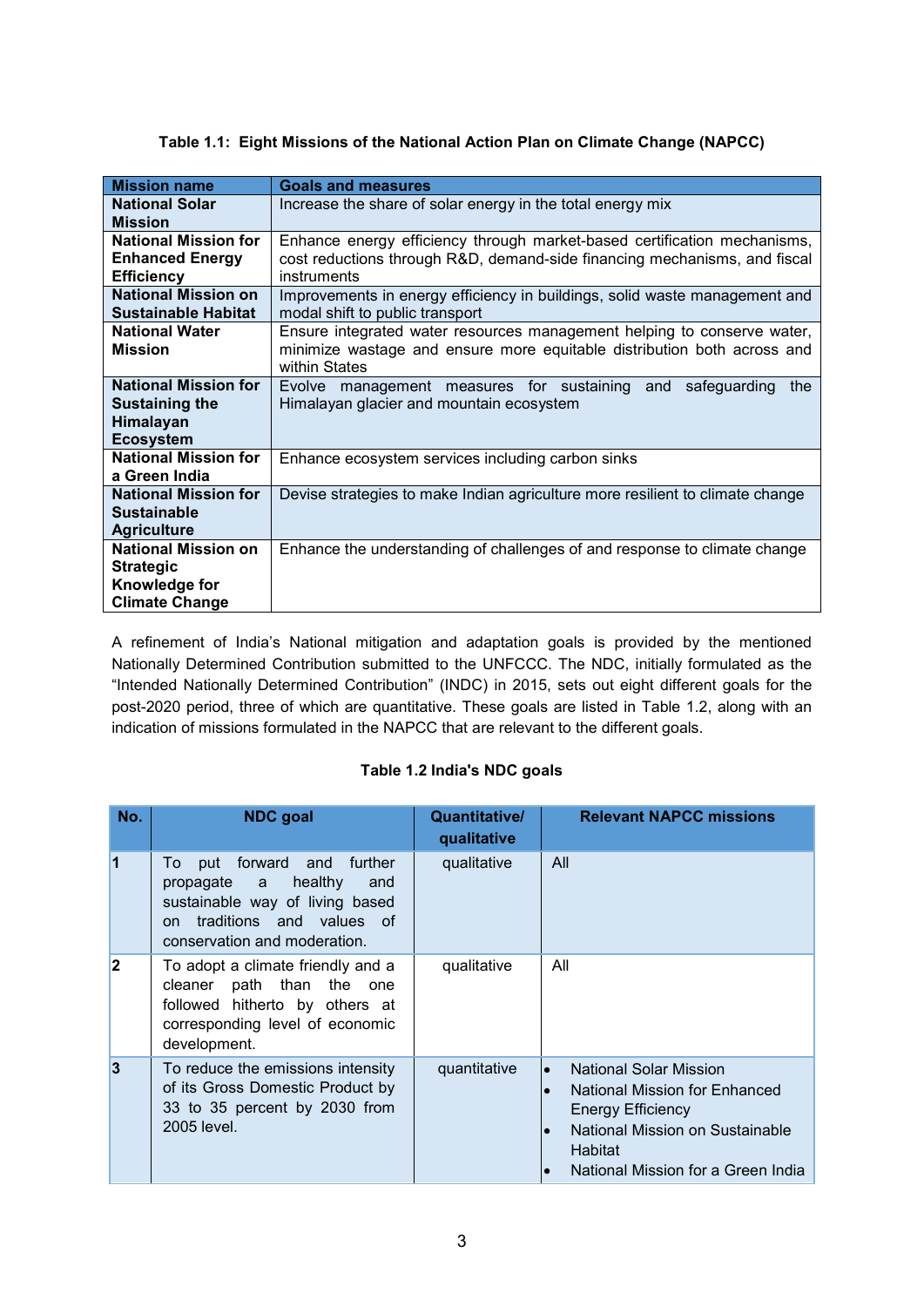**Table 1.1: Eight Missions of the National Action Plan on Climate Change (NAPCC)**

| Mission name | Goals and measures |
|---|---|
| **National Solar Mission** | Increase the share of solar energy in the total energy mix |
| **National Mission for Enhanced Energy Efficiency** | Enhance energy efficiency through market-based certification mechanisms, cost reductions through R&D, demand-side financing mechanisms, and fiscal instruments |
| **National Mission on Sustainable Habitat** | Improvements in energy efficiency in buildings, solid waste management and modal shift to public transport |
| **National Water Mission** | Ensure integrated water resources management helping to conserve water, minimize wastage and ensure more equitable distribution both across and within States |
| **National Mission for Sustaining the Himalayan Ecosystem** | Evolve management measures for sustaining and safeguarding the Himalayan glacier and mountain ecosystem |
| **National Mission for a Green India** | Enhance ecosystem services including carbon sinks |
| **National Mission for Sustainable Agriculture** | Devise strategies to make Indian agriculture more resilient to climate change |
| **National Mission on Strategic Knowledge for Climate Change** | Enhance the understanding of challenges of and response to climate change |

A refinement of India's National mitigation and adaptation goals is provided by the mentioned Nationally Determined Contribution submitted to the UNFCCC. The NDC, initially formulated as the "Intended Nationally Determined Contribution" (INDC) in 2015, sets out eight different goals for the post-2020 period, three of which are quantitative. These goals are listed in Table 1.2, along with an indication of missions formulated in the NAPCC that are relevant to the different goals.

**Table 1.2 India's NDC goals**

| No. | NDC goal | Quantitative/ qualitative | Relevant NAPCC missions |
|---|---|---|---|
| **1** | To put forward and further propagate a healthy and sustainable way of living based on traditions and values of conservation and moderation. | qualitative | All |
| **2** | To adopt a climate friendly and a cleaner path than the one followed hitherto by others at corresponding level of economic development. | qualitative | All |
| **3** | To reduce the emissions intensity of its Gross Domestic Product by 33 to 35 percent by 2030 from 2005 level. | quantitative | • National Solar Mission<br>• National Mission for Enhanced Energy Efficiency<br>• National Mission on Sustainable Habitat<br>• National Mission for a Green India |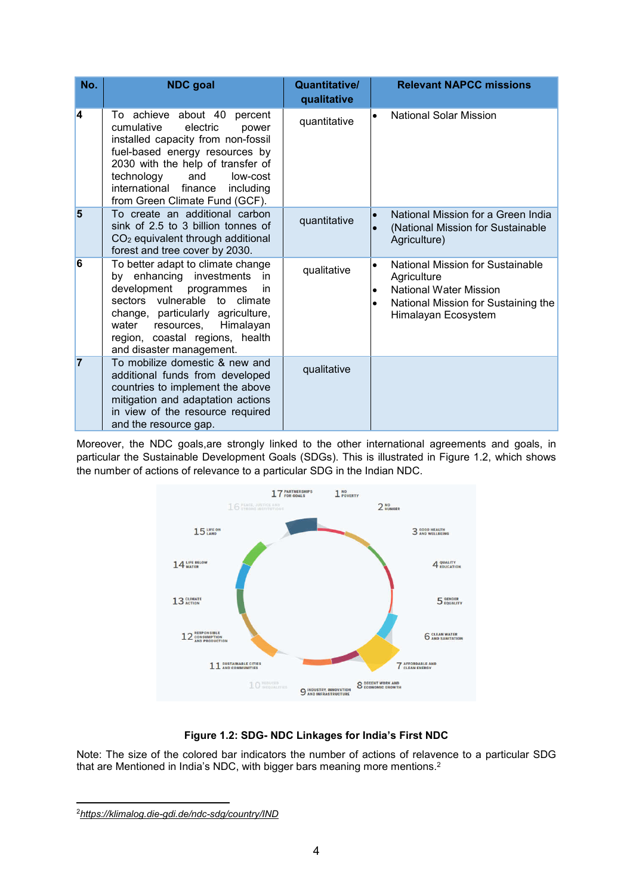| No. | NDC goal | Quantitative/ qualitative | Relevant NAPCC missions |
| --- | --- | --- | --- |
| 4 | To achieve about 40 percent cumulative electric power installed capacity from non-fossil fuel-based energy resources by 2030 with the help of transfer of technology and low-cost international finance including from Green Climate Fund (GCF). | quantitative | • National Solar Mission |
| 5 | To create an additional carbon sink of 2.5 to 3 billion tonnes of $CO_2$ equivalent through additional forest and tree cover by 2030. | quantitative | • National Mission for a Green India<br>• (National Mission for Sustainable Agriculture) |
| 6 | To better adapt to climate change by enhancing investments in development programmes in sectors vulnerable to climate change, particularly agriculture, water resources, Himalayan region, coastal regions, health and disaster management. | qualitative | • National Mission for Sustainable Agriculture<br>• National Water Mission<br>• National Mission for Sustaining the Himalayan Ecosystem |
| 7 | To mobilize domestic & new and additional funds from developed countries to implement the above mitigation and adaptation actions in view of the resource required and the resource gap. | qualitative | |

Moreover, the NDC goals,are strongly linked to the other international agreements and goals, in particular the Sustainable Development Goals (SDGs). This is illustrated in Figure 1.2, which shows the number of actions of relevance to a particular SDG in the Indian NDC.

**Figure 1.2: SDG- NDC Linkages for India's First NDC**

Note: The size of the colored bar indicators the number of actions of relavence to a particular SDG that are Mentioned in India's NDC, with bigger bars meaning more mentions.[2]

---

[2] https://klimalog.die-gdi.de/ndc-sdg/country/IND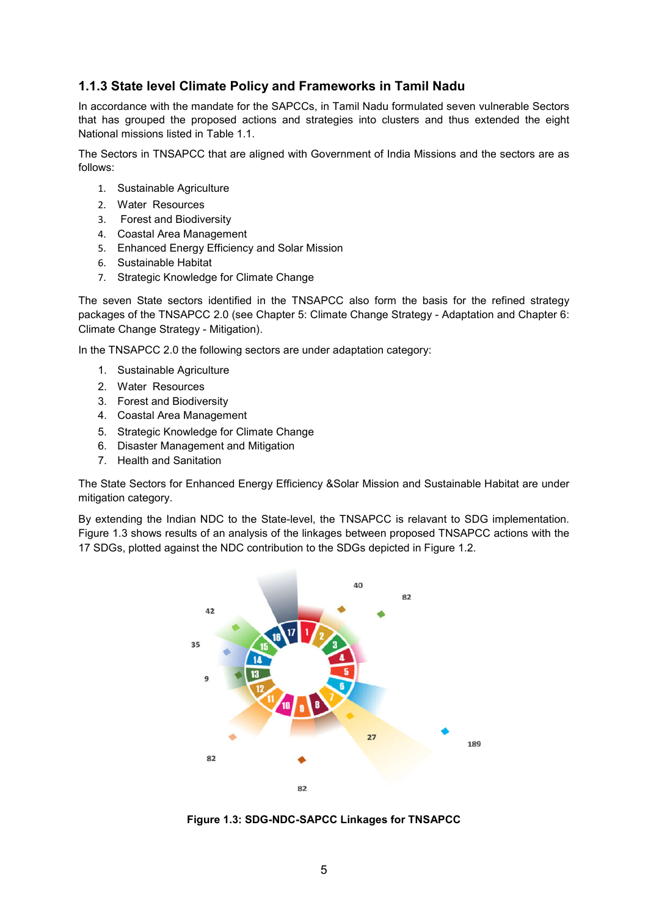### 1.1.3 State level Climate Policy and Frameworks in Tamil Nadu

In accordance with the mandate for the SAPCCs, in Tamil Nadu formulated seven vulnerable Sectors that has grouped the proposed actions and strategies into clusters and thus extended the eight National missions listed in Table 1.1.

The Sectors in TNSAPCC that are aligned with Government of India Missions and the sectors are as follows:

1. Sustainable Agriculture
2. Water Resources
3. Forest and Biodiversity
4. Coastal Area Management
5. Enhanced Energy Efficiency and Solar Mission
6. Sustainable Habitat
7. Strategic Knowledge for Climate Change

The seven State sectors identified in the TNSAPCC also form the basis for the refined strategy packages of the TNSAPCC 2.0 (see Chapter 5: Climate Change Strategy - Adaptation and Chapter 6: Climate Change Strategy - Mitigation).

In the TNSAPCC 2.0 the following sectors are under adaptation category:

1. Sustainable Agriculture
2. Water Resources
3. Forest and Biodiversity
4. Coastal Area Management
5. Strategic Knowledge for Climate Change
6. Disaster Management and Mitigation
7. Health and Sanitation

The State Sectors for Enhanced Energy Efficiency &Solar Mission and Sustainable Habitat are under mitigation category.

By extending the Indian NDC to the State-level, the TNSAPCC is relavant to SDG implementation. Figure 1.3 shows results of an analysis of the linkages between proposed TNSAPCC actions with the 17 SDGs, plotted against the NDC contribution to the SDGs depicted in Figure 1.2.

**Figure 1.3: SDG-NDC-SAPCC Linkages for TNSAPCC**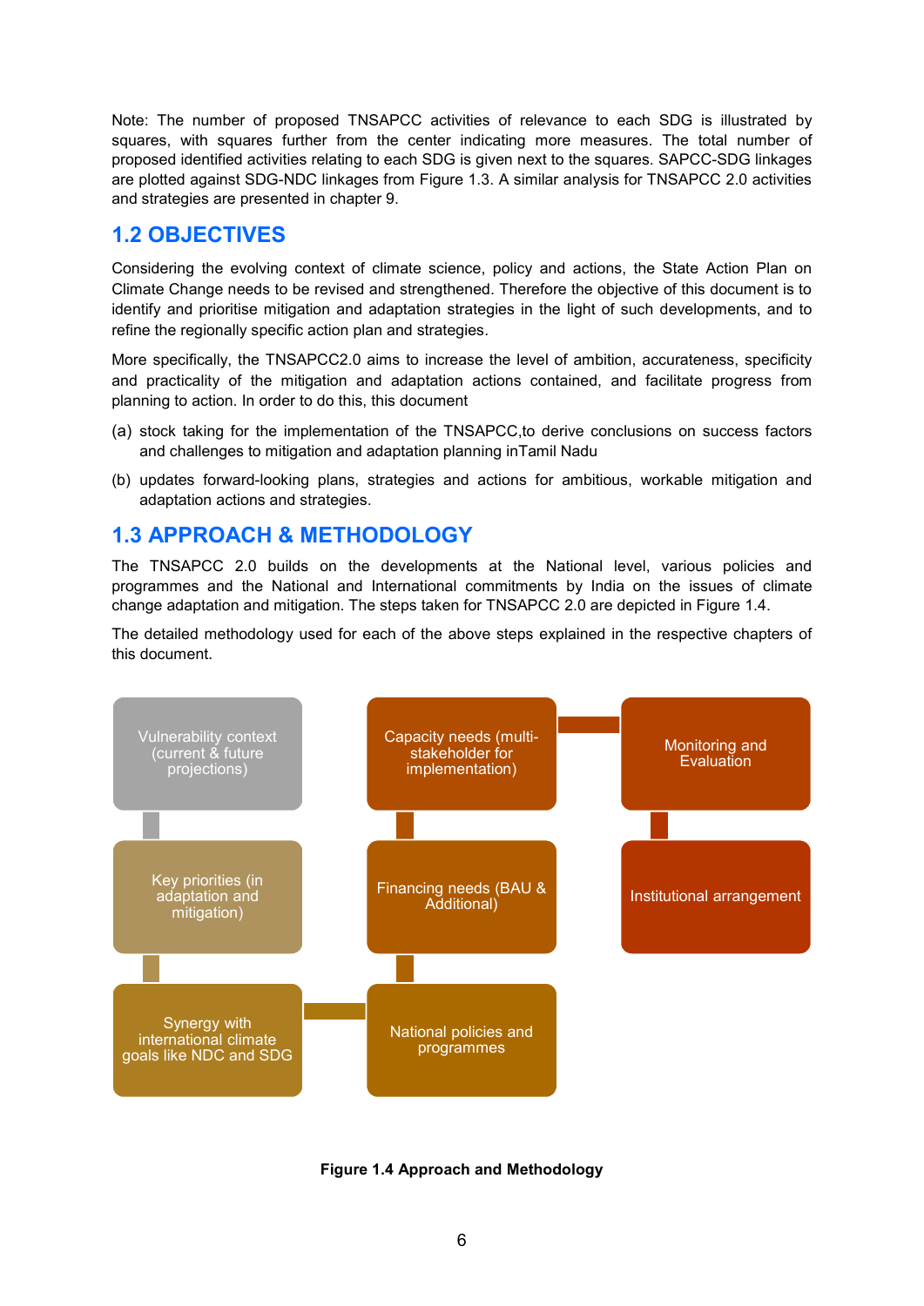Note: The number of proposed TNSAPCC activities of relevance to each SDG is illustrated by squares, with squares further from the center indicating more measures. The total number of proposed identified activities relating to each SDG is given next to the squares. SAPCC-SDG linkages are plotted against SDG-NDC linkages from Figure 1.3. A similar analysis for TNSAPCC 2.0 activities and strategies are presented in chapter 9.

## 1.2 OBJECTIVES

Considering the evolving context of climate science, policy and actions, the State Action Plan on Climate Change needs to be revised and strengthened. Therefore the objective of this document is to identify and prioritise mitigation and adaptation strategies in the light of such developments, and to refine the regionally specific action plan and strategies.

More specifically, the TNSAPCC2.0 aims to increase the level of ambition, accurateness, specificity and practicality of the mitigation and adaptation actions contained, and facilitate progress from planning to action. In order to do this, this document

(a) stock taking for the implementation of the TNSAPCC,to derive conclusions on success factors and challenges to mitigation and adaptation planning inTamil Nadu

(b) updates forward-looking plans, strategies and actions for ambitious, workable mitigation and adaptation actions and strategies.

## 1.3 APPROACH & METHODOLOGY

The TNSAPCC 2.0 builds on the developments at the National level, various policies and programmes and the National and International commitments by India on the issues of climate change adaptation and mitigation. The steps taken for TNSAPCC 2.0 are depicted in Figure 1.4.

The detailed methodology used for each of the above steps explained in the respective chapters of this document.

Vulnerability context (current & future projections)

Key priorities (in adaptation and mitigation)

Synergy with international climate goals like NDC and SDG

National policies and programmes

Financing needs (BAU & Additional)

Capacity needs (multi-stakeholder for implementation)

Monitoring and Evaluation

Institutional arrangement

**Figure 1.4 Approach and Methodology**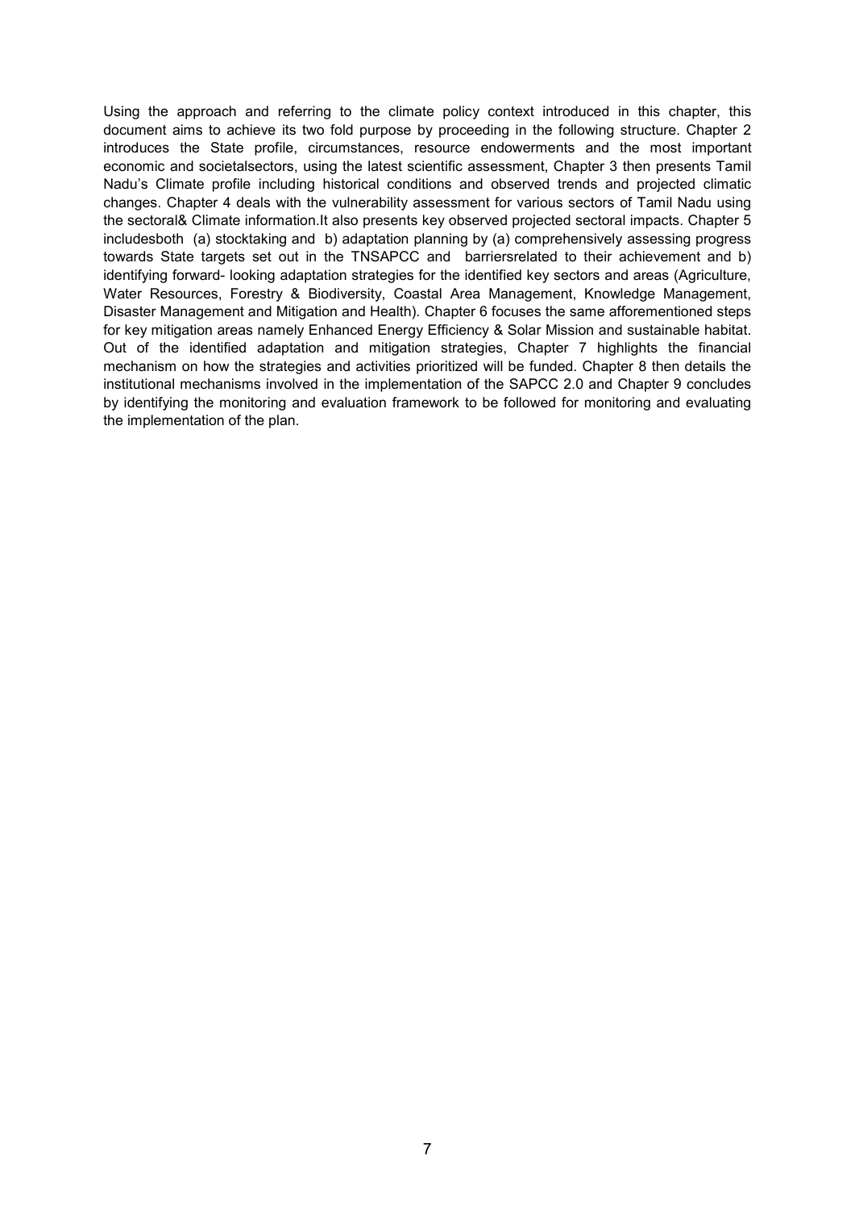Using the approach and referring to the climate policy context introduced in this chapter, this document aims to achieve its two fold purpose by proceeding in the following structure. Chapter 2 introduces the State profile, circumstances, resource endowerments and the most important economic and societalsectors, using the latest scientific assessment, Chapter 3 then presents Tamil Nadu's Climate profile including historical conditions and observed trends and projected climatic changes. Chapter 4 deals with the vulnerability assessment for various sectors of Tamil Nadu using the sectoral& Climate information.It also presents key observed projected sectoral impacts. Chapter 5 includesboth (a) stocktaking and b) adaptation planning by (a) comprehensively assessing progress towards State targets set out in the TNSAPCC and barriersrelated to their achievement and b) identifying forward- looking adaptation strategies for the identified key sectors and areas (Agriculture, Water Resources, Forestry & Biodiversity, Coastal Area Management, Knowledge Management, Disaster Management and Mitigation and Health). Chapter 6 focuses the same afforementioned steps for key mitigation areas namely Enhanced Energy Efficiency & Solar Mission and sustainable habitat. Out of the identified adaptation and mitigation strategies, Chapter 7 highlights the financial mechanism on how the strategies and activities prioritized will be funded. Chapter 8 then details the institutional mechanisms involved in the implementation of the SAPCC 2.0 and Chapter 9 concludes by identifying the monitoring and evaluation framework to be followed for monitoring and evaluating the implementation of the plan.